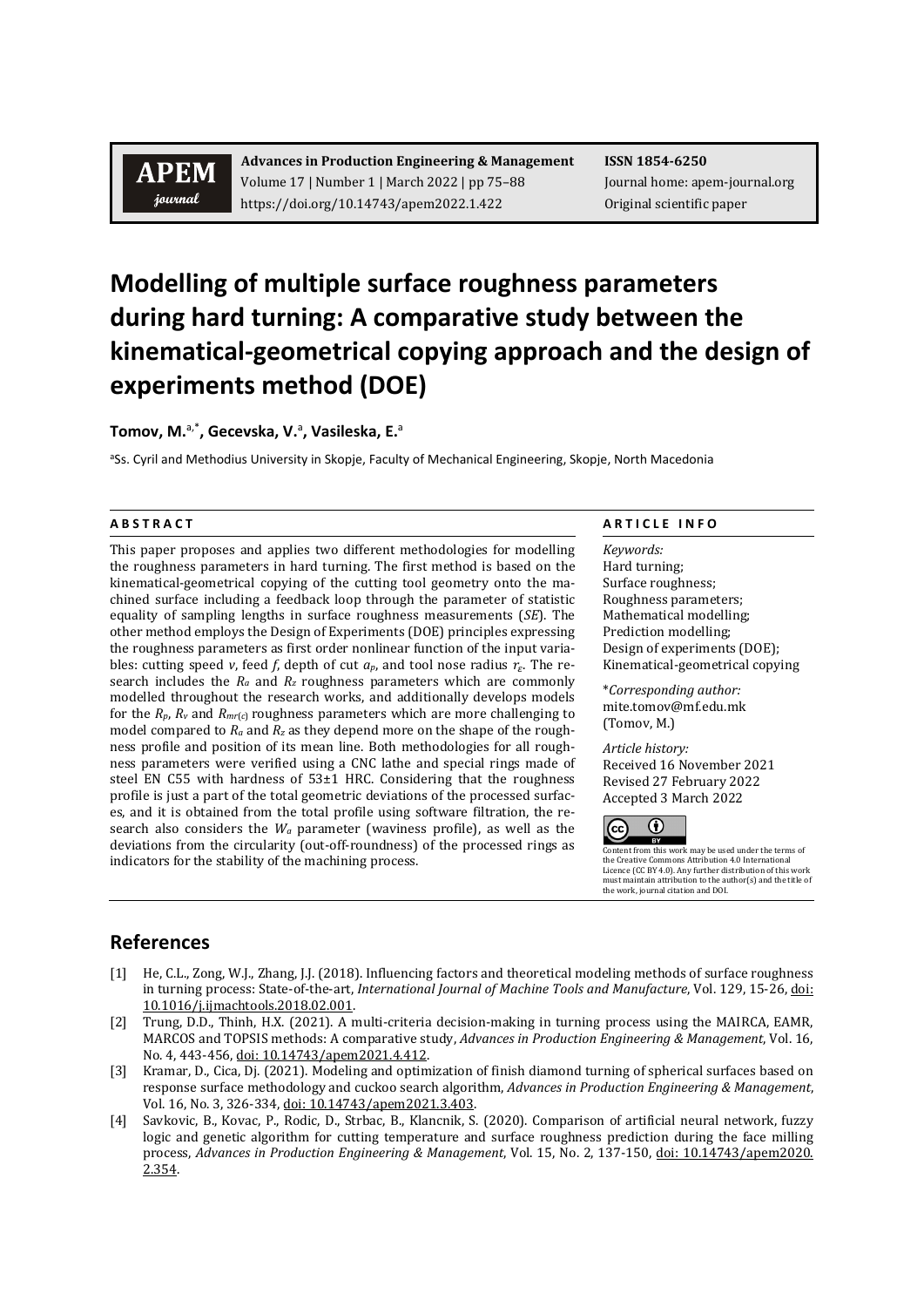**Advances in Production Engineering & Management**
Volume 17 | Number 1 | March 2022 | pp 75–88
https://doi.org/10.14743/apem2022.1.422

**ISSN 1854-6250**
Journal home: apem-journal.org
Original scientific paper

# Modelling of multiple surface roughness parameters during hard turning: A comparative study between the kinematical-geometrical copying approach and the design of experiments method (DOE)

**Tomov, M.**[a,*]**, Gecevska, V.**[a]**, Vasileska, E.**[a]

[a]Ss. Cyril and Methodius University in Skopje, Faculty of Mechanical Engineering, Skopje, North Macedonia

## ABSTRACT

This paper proposes and applies two different methodologies for modelling the roughness parameters in hard turning. The first method is based on the kinematical-geometrical copying of the cutting tool geometry onto the machined surface including a feedback loop through the parameter of statistic equality of sampling lengths in surface roughness measurements (*SE*). The other method employs the Design of Experiments (DOE) principles expressing the roughness parameters as first order nonlinear function of the input variables: cutting speed *v*, feed *f*, depth of cut $a_p$, and tool nose radius $r_\varepsilon$. The research includes the $R_a$ and $R_z$ roughness parameters which are commonly modelled throughout the research works, and additionally develops models for the $R_p$, $R_v$ and $R_{mr(c)}$ roughness parameters which are more challenging to model compared to $R_a$ and $R_z$ as they depend more on the shape of the roughness profile and position of its mean line. Both methodologies for all roughness parameters were verified using a CNC lathe and special rings made of steel EN C55 with hardness of 53±1 HRC. Considering that the roughness profile is just a part of the total geometric deviations of the processed surfaces, and it is obtained from the total profile using software filtration, the research also considers the $W_a$ parameter (waviness profile), as well as the deviations from the circularity (out-off-roundness) of the processed rings as indicators for the stability of the machining process.

## ARTICLE INFO

*Keywords:*
Hard turning;
Surface roughness;
Roughness parameters;
Mathematical modelling;
Prediction modelling;
Design of experiments (DOE);
Kinematical-geometrical copying

\**Corresponding author:*
mite.tomov@mf.edu.mk
(Tomov, M.)

*Article history:*
Received 16 November 2021
Revised 27 February 2022
Accepted 3 March 2022

Content from this work may be used under the terms of the Creative Commons Attribution 4.0 International Licence (CC BY 4.0). Any further distribution of this work must maintain attribution to the author(s) and the title of the work, journal citation and DOI.

## References

[1] He, C.L., Zong, W.J., Zhang, J.J. (2018). Influencing factors and theoretical modeling methods of surface roughness in turning process: State-of-the-art, *International Journal of Machine Tools and Manufacture*, Vol. 129, 15-26, doi: 10.1016/j.ijmachtools.2018.02.001.

[2] Trung, D.D., Thinh, H.X. (2021). A multi-criteria decision-making in turning process using the MAIRCA, EAMR, MARCOS and TOPSIS methods: A comparative study, *Advances in Production Engineering & Management*, Vol. 16, No. 4, 443-456, doi: 10.14743/apem2021.4.412.

[3] Kramar, D., Cica, Dj. (2021). Modeling and optimization of finish diamond turning of spherical surfaces based on response surface methodology and cuckoo search algorithm, *Advances in Production Engineering & Management*, Vol. 16, No. 3, 326-334, doi: 10.14743/apem2021.3.403.

[4] Savkovic, B., Kovac, P., Rodic, D., Strbac, B., Klancnik, S. (2020). Comparison of artificial neural network, fuzzy logic and genetic algorithm for cutting temperature and surface roughness prediction during the face milling process, *Advances in Production Engineering & Management*, Vol. 15, No. 2, 137-150, doi: 10.14743/apem2020.2.354.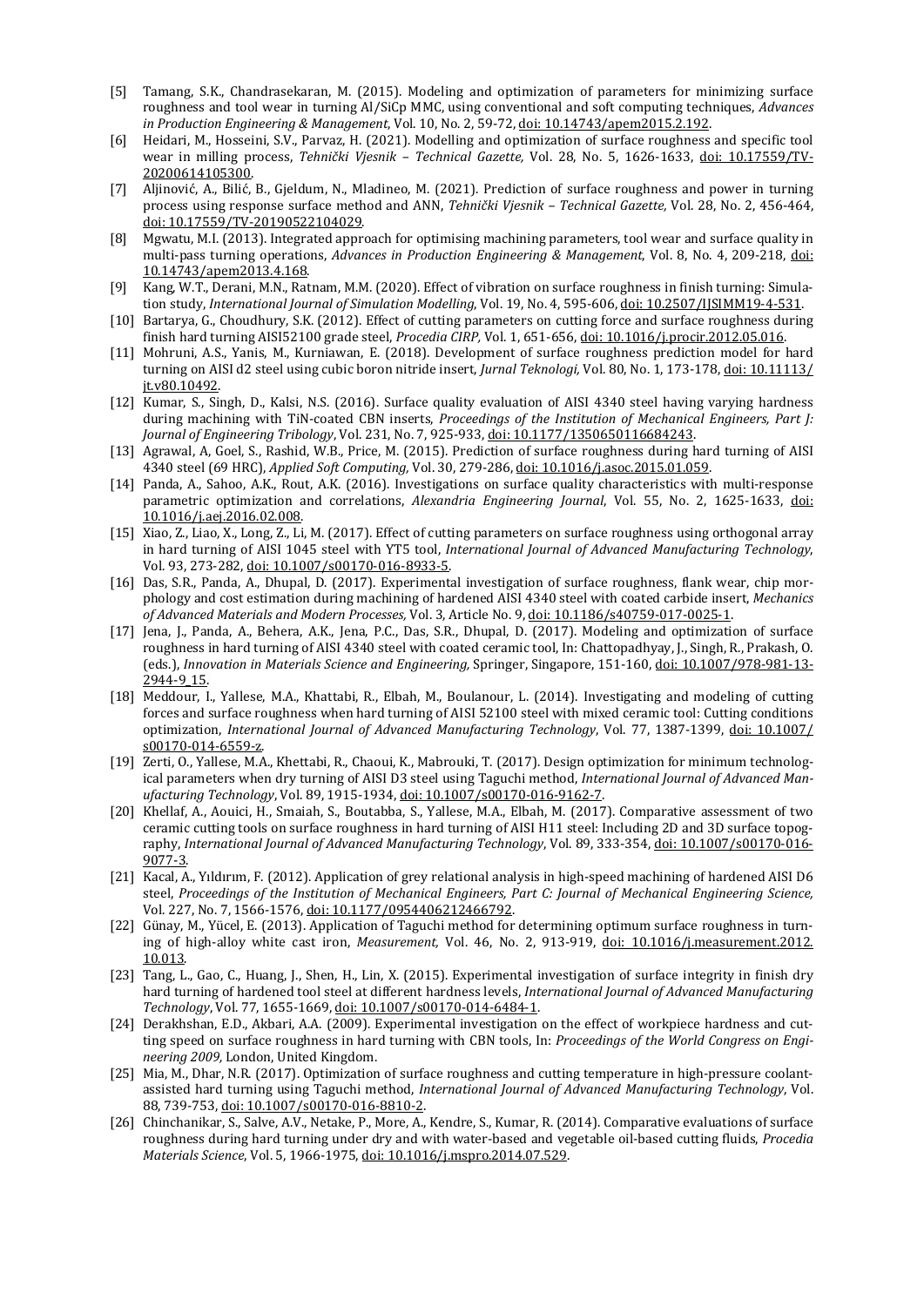[5] Tamang, S.K., Chandrasekaran, M. (2015). Modeling and optimization of parameters for minimizing surface roughness and tool wear in turning Al/SiCp MMC, using conventional and soft computing techniques, *Advances in Production Engineering & Management*, Vol. 10, No. 2, 59-72, doi: 10.14743/apem2015.2.192.

[6] Heidari, M., Hosseini, S.V., Parvaz, H. (2021). Modelling and optimization of surface roughness and specific tool wear in milling process, *Tehnički Vjesnik – Technical Gazette,* Vol. 28, No. 5, 1626-1633, doi: 10.17559/TV-20200614105300.

[7] Aljinović, A., Bilić, B., Gjeldum, N., Mladineo, M. (2021). Prediction of surface roughness and power in turning process using response surface method and ANN, *Tehnički Vjesnik – Technical Gazette,* Vol. 28, No. 2, 456-464, doi: 10.17559/TV-20190522104029.

[8] Mgwatu, M.I. (2013). Integrated approach for optimising machining parameters, tool wear and surface quality in multi-pass turning operations, *Advances in Production Engineering & Management*, Vol. 8, No. 4, 209-218, doi: 10.14743/apem2013.4.168.

[9] Kang, W.T., Derani, M.N., Ratnam, M.M. (2020). Effect of vibration on surface roughness in finish turning: Simulation study, *International Journal of Simulation Modelling*, Vol. 19, No. 4, 595-606, doi: 10.2507/IJSIMM19-4-531.

[10] Bartarya, G., Choudhury, S.K. (2012). Effect of cutting parameters on cutting force and surface roughness during finish hard turning AISI52100 grade steel, *Procedia CIRP*, Vol. 1, 651-656, doi: 10.1016/j.procir.2012.05.016.

[11] Mohruni, A.S., Yanis, M., Kurniawan, E. (2018). Development of surface roughness prediction model for hard turning on AISI d2 steel using cubic boron nitride insert, *Jurnal Teknologi,* Vol. 80, No. 1, 173-178, doi: 10.11113/jt.v80.10492.

[12] Kumar, S., Singh, D., Kalsi, N.S. (2016). Surface quality evaluation of AISI 4340 steel having varying hardness during machining with TiN-coated CBN inserts, *Proceedings of the Institution of Mechanical Engineers, Part J: Journal of Engineering Tribology*, Vol. 231, No. 7, 925-933, doi: 10.1177/1350650116684243.

[13] Agrawal, A, Goel, S., Rashid, W.B., Price, M. (2015). Prediction of surface roughness during hard turning of AISI 4340 steel (69 HRC), *Applied Soft Computing,* Vol. 30, 279-286, doi: 10.1016/j.asoc.2015.01.059.

[14] Panda, A., Sahoo, A.K., Rout, A.K. (2016). Investigations on surface quality characteristics with multi-response parametric optimization and correlations, *Alexandria Engineering Journal*, Vol. 55, No. 2, 1625-1633, doi: 10.1016/j.aej.2016.02.008.

[15] Xiao, Z., Liao, X., Long, Z., Li, M. (2017). Effect of cutting parameters on surface roughness using orthogonal array in hard turning of AISI 1045 steel with YT5 tool, *International Journal of Advanced Manufacturing Technology*, Vol. 93, 273-282, doi: 10.1007/s00170-016-8933-5.

[16] Das, S.R., Panda, A., Dhupal, D. (2017). Experimental investigation of surface roughness, flank wear, chip morphology and cost estimation during machining of hardened AISI 4340 steel with coated carbide insert, *Mechanics of Advanced Materials and Modern Processes,* Vol. 3, Article No. 9, doi: 10.1186/s40759-017-0025-1.

[17] Jena, J., Panda, A., Behera, A.K., Jena, P.C., Das, S.R., Dhupal, D. (2017). Modeling and optimization of surface roughness in hard turning of AISI 4340 steel with coated ceramic tool, In: Chattopadhyay, J., Singh, R., Prakash, O. (eds.), *Innovation in Materials Science and Engineering,* Springer, Singapore, 151-160, doi: 10.1007/978-981-13-2944-9_15.

[18] Meddour, I., Yallese, M.A., Khattabi, R., Elbah, M., Boulanour, L. (2014). Investigating and modeling of cutting forces and surface roughness when hard turning of AISI 52100 steel with mixed ceramic tool: Cutting conditions optimization, *International Journal of Advanced Manufacturing Technology*, Vol. 77, 1387-1399, doi: 10.1007/s00170-014-6559-z.

[19] Zerti, O., Yallese, M.A., Khettabi, R., Chaoui, K., Mabrouki, T. (2017). Design optimization for minimum technological parameters when dry turning of AISI D3 steel using Taguchi method, *International Journal of Advanced Manufacturing Technology*, Vol. 89, 1915-1934, doi: 10.1007/s00170-016-9162-7.

[20] Khellaf, A., Aouici, H., Smaiah, S., Boutabba, S., Yallese, M.A., Elbah, M. (2017). Comparative assessment of two ceramic cutting tools on surface roughness in hard turning of AISI H11 steel: Including 2D and 3D surface topography, *International Journal of Advanced Manufacturing Technology*, Vol. 89, 333-354, doi: 10.1007/s00170-016-9077-3.

[21] Kacal, A., Yıldırım, F. (2012). Application of grey relational analysis in high-speed machining of hardened AISI D6 steel, *Proceedings of the Institution of Mechanical Engineers, Part C: Journal of Mechanical Engineering Science,* Vol. 227, No. 7, 1566-1576, doi: 10.1177/0954406212466792.

[22] Günay, M., Yücel, E. (2013). Application of Taguchi method for determining optimum surface roughness in turning of high-alloy white cast iron, *Measurement,* Vol. 46, No. 2, 913-919, doi: 10.1016/j.measurement.2012.10.013.

[23] Tang, L., Gao, C., Huang, J., Shen, H., Lin, X. (2015). Experimental investigation of surface integrity in finish dry hard turning of hardened tool steel at different hardness levels, *International Journal of Advanced Manufacturing Technology*, Vol. 77, 1655-1669, doi: 10.1007/s00170-014-6484-1.

[24] Derakhshan, E.D., Akbari, A.A. (2009). Experimental investigation on the effect of workpiece hardness and cutting speed on surface roughness in hard turning with CBN tools, In: *Proceedings of the World Congress on Engineering 2009,* London, United Kingdom.

[25] Mia, M., Dhar, N.R. (2017). Optimization of surface roughness and cutting temperature in high-pressure coolant-assisted hard turning using Taguchi method, *International Journal of Advanced Manufacturing Technology*, Vol. 88, 739-753, doi: 10.1007/s00170-016-8810-2.

[26] Chinchanikar, S., Salve, A.V., Netake, P., More, A., Kendre, S., Kumar, R. (2014). Comparative evaluations of surface roughness during hard turning under dry and with water-based and vegetable oil-based cutting fluids, *Procedia Materials Science*, Vol. 5, 1966-1975, doi: 10.1016/j.mspro.2014.07.529.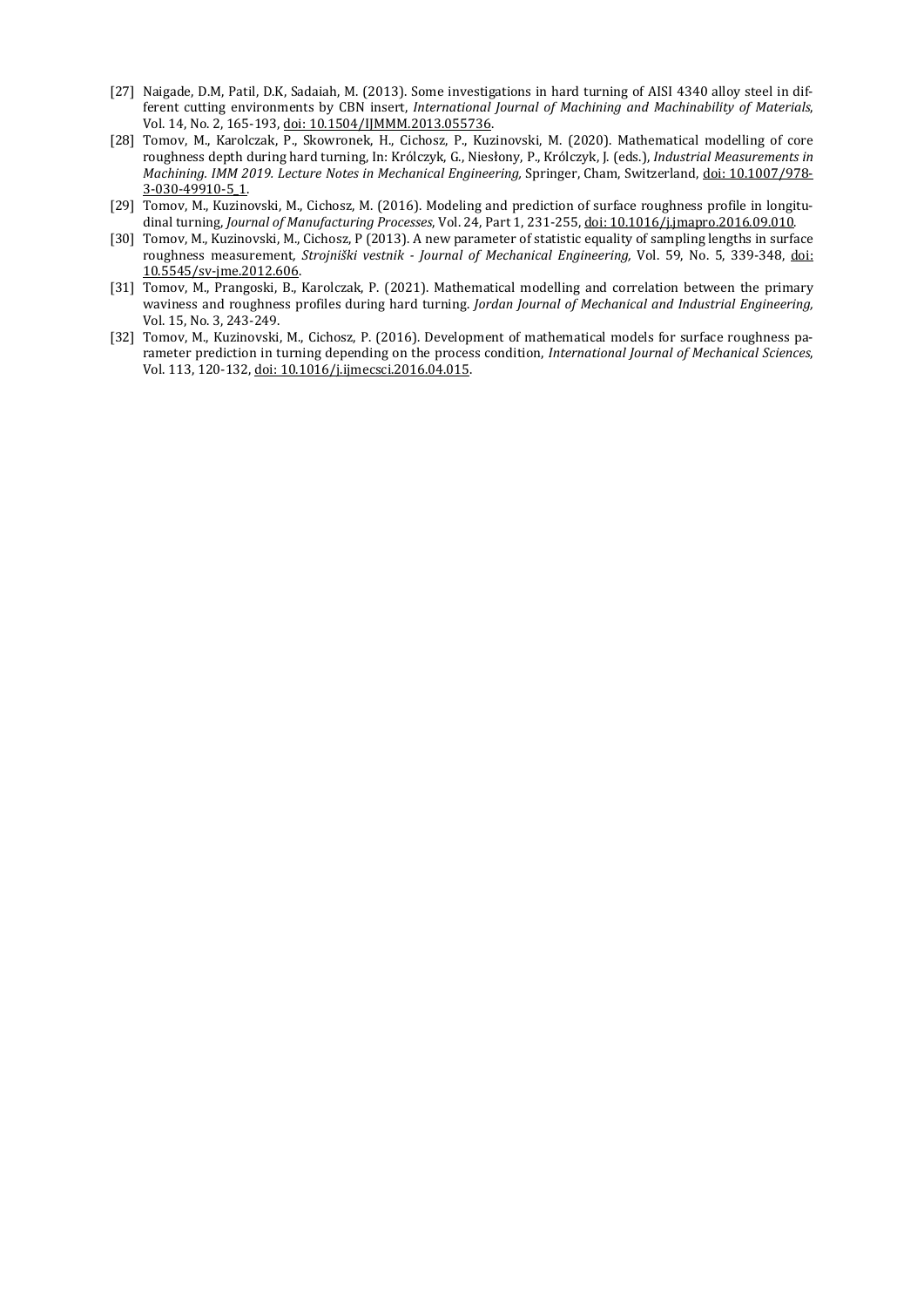[27] Naigade, D.M, Patil, D.K, Sadaiah, M. (2013). Some investigations in hard turning of AISI 4340 alloy steel in different cutting environments by CBN insert, *International Journal of Machining and Machinability of Materials*, Vol. 14, No. 2, 165-193, doi: 10.1504/IJMMM.2013.055736.

[28] Tomov, M., Karolczak, P., Skowronek, H., Cichosz, P., Kuzinovski, M. (2020). Mathematical modelling of core roughness depth during hard turning, In: Królczyk, G., Niesłony, P., Królczyk, J. (eds.), *Industrial Measurements in Machining. IMM 2019. Lecture Notes in Mechanical Engineering,* Springer, Cham, Switzerland, doi: 10.1007/978-3-030-49910-5_1.

[29] Tomov, M., Kuzinovski, M., Cichosz, M. (2016). Modeling and prediction of surface roughness profile in longitudinal turning, *Journal of Manufacturing Processes*, Vol. 24, Part 1, 231-255, doi: 10.1016/j.jmapro.2016.09.010.

[30] Tomov, M., Kuzinovski, M., Cichosz, P (2013). A new parameter of statistic equality of sampling lengths in surface roughness measurement, *Strojniški vestnik - Journal of Mechanical Engineering,* Vol. 59, No. 5, 339-348, doi: 10.5545/sv-jme.2012.606.

[31] Tomov, M., Prangoski, B., Karolczak, P. (2021). Mathematical modelling and correlation between the primary waviness and roughness profiles during hard turning. *Jordan Journal of Mechanical and Industrial Engineering,* Vol. 15, No. 3, 243-249.

[32] Tomov, M., Kuzinovski, M., Cichosz, P. (2016). Development of mathematical models for surface roughness parameter prediction in turning depending on the process condition, *International Journal of Mechanical Sciences*, Vol. 113, 120-132, doi: 10.1016/j.ijmecsci.2016.04.015.